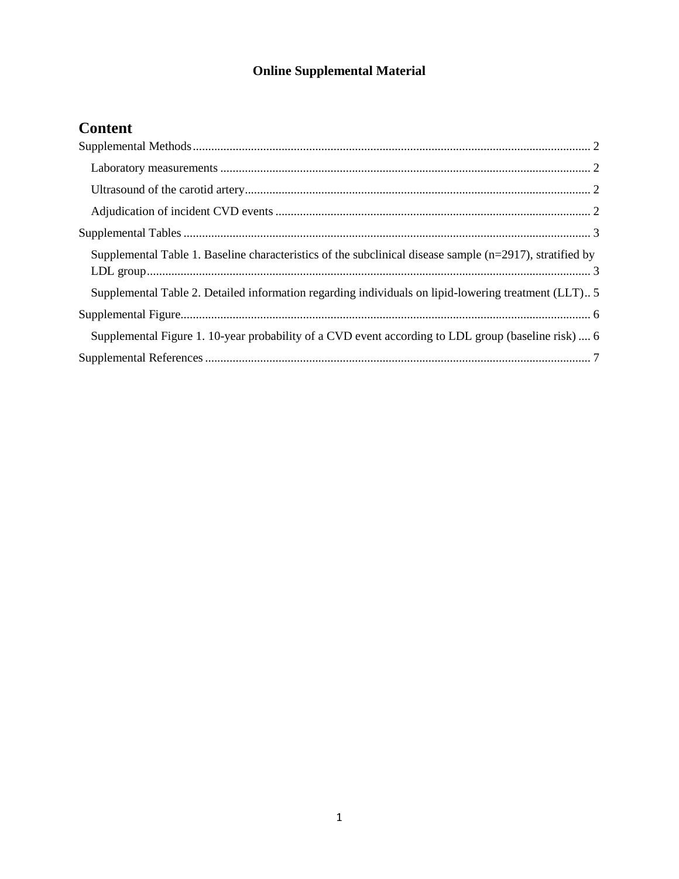**Online Supplemental Material**

# Content

Supplemental Methods ............................................................ 2

- Laboratory measurements ............................................................ 2
- Ultrasound of the carotid artery ............................................................ 2
- Adjudication of incident CVD events ............................................................ 2

Supplemental Tables ............................................................ 3

- Supplemental Table 1. Baseline characteristics of the subclinical disease sample (n=2917), stratified by LDL group ............................................................ 3
- Supplemental Table 2. Detailed information regarding individuals on lipid-lowering treatment (LLT).. 5

Supplemental Figure ............................................................ 6

- Supplemental Figure 1. 10-year probability of a CVD event according to LDL group (baseline risk) .... 6

Supplemental References ............................................................ 7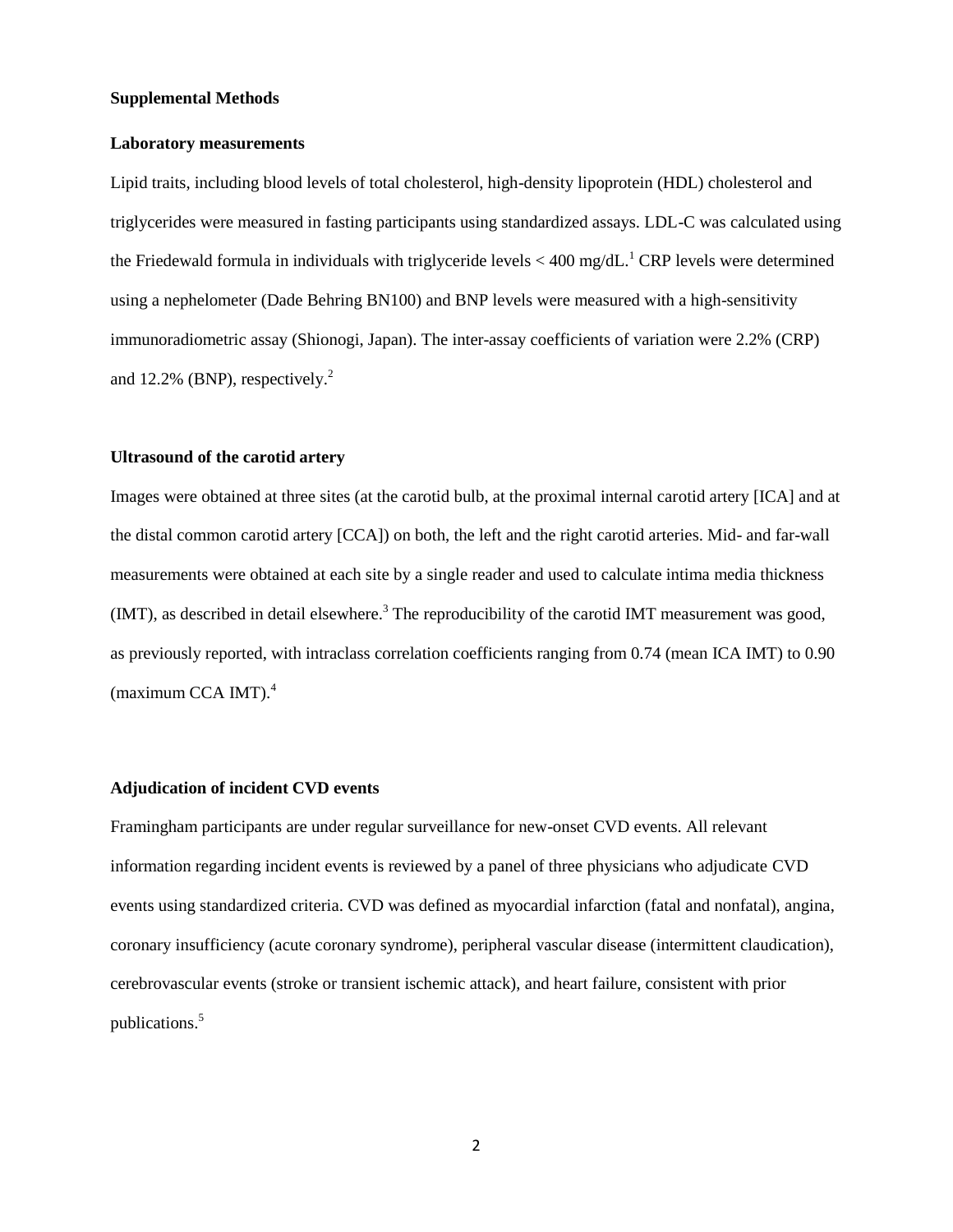## Supplemental Methods

### Laboratory measurements

Lipid traits, including blood levels of total cholesterol, high-density lipoprotein (HDL) cholesterol and triglycerides were measured in fasting participants using standardized assays. LDL-C was calculated using the Friedewald formula in individuals with triglyceride levels < 400 mg/dL.[1] CRP levels were determined using a nephelometer (Dade Behring BN100) and BNP levels were measured with a high-sensitivity immunoradiometric assay (Shionogi, Japan). The inter-assay coefficients of variation were 2.2% (CRP) and 12.2% (BNP), respectively.[2]

### Ultrasound of the carotid artery

Images were obtained at three sites (at the carotid bulb, at the proximal internal carotid artery [ICA] and at the distal common carotid artery [CCA]) on both, the left and the right carotid arteries. Mid- and far-wall measurements were obtained at each site by a single reader and used to calculate intima media thickness (IMT), as described in detail elsewhere.[3] The reproducibility of the carotid IMT measurement was good, as previously reported, with intraclass correlation coefficients ranging from 0.74 (mean ICA IMT) to 0.90 (maximum CCA IMT).[4]

### Adjudication of incident CVD events

Framingham participants are under regular surveillance for new-onset CVD events. All relevant information regarding incident events is reviewed by a panel of three physicians who adjudicate CVD events using standardized criteria. CVD was defined as myocardial infarction (fatal and nonfatal), angina, coronary insufficiency (acute coronary syndrome), peripheral vascular disease (intermittent claudication), cerebrovascular events (stroke or transient ischemic attack), and heart failure, consistent with prior publications.[5]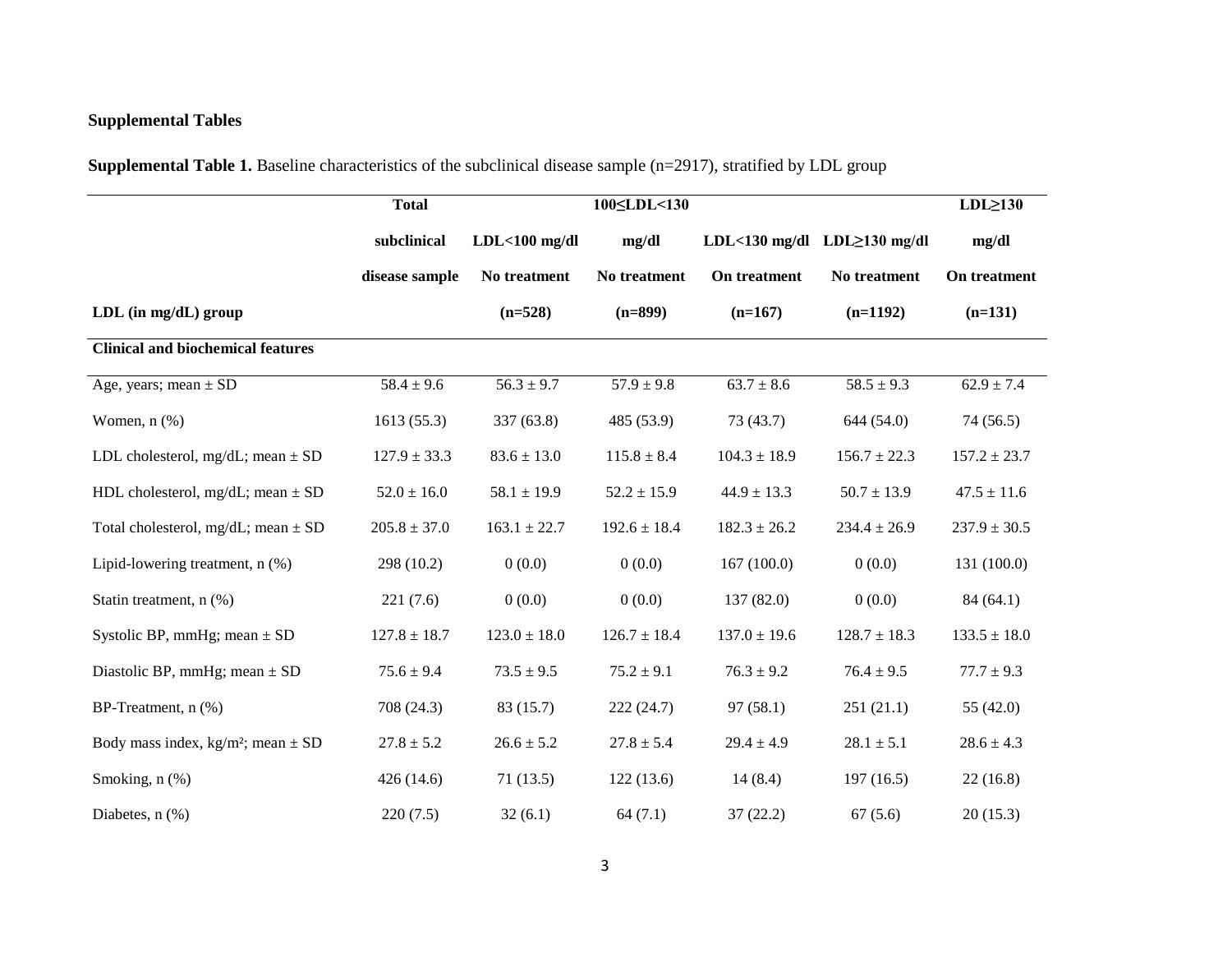## Supplemental Tables

**Supplemental Table 1.** Baseline characteristics of the subclinical disease sample (n=2917), stratified by LDL group

| LDL (in mg/dL) group | Total subclinical disease sample | LDL<100 mg/dl No treatment (n=528) | 100≤LDL<130 mg/dl No treatment (n=899) | LDL<130 mg/dl On treatment (n=167) | LDL≥130 mg/dl No treatment (n=1192) | LDL≥130 mg/dl On treatment (n=131) |
|---|---|---|---|---|---|---|
| **Clinical and biochemical features** | | | | | | |
| Age, years; mean ± SD | 58.4 ± 9.6 | 56.3 ± 9.7 | 57.9 ± 9.8 | 63.7 ± 8.6 | 58.5 ± 9.3 | 62.9 ± 7.4 |
| Women, n (%) | 1613 (55.3) | 337 (63.8) | 485 (53.9) | 73 (43.7) | 644 (54.0) | 74 (56.5) |
| LDL cholesterol, mg/dL; mean ± SD | 127.9 ± 33.3 | 83.6 ± 13.0 | 115.8 ± 8.4 | 104.3 ± 18.9 | 156.7 ± 22.3 | 157.2 ± 23.7 |
| HDL cholesterol, mg/dL; mean ± SD | 52.0 ± 16.0 | 58.1 ± 19.9 | 52.2 ± 15.9 | 44.9 ± 13.3 | 50.7 ± 13.9 | 47.5 ± 11.6 |
| Total cholesterol, mg/dL; mean ± SD | 205.8 ± 37.0 | 163.1 ± 22.7 | 192.6 ± 18.4 | 182.3 ± 26.2 | 234.4 ± 26.9 | 237.9 ± 30.5 |
| Lipid-lowering treatment, n (%) | 298 (10.2) | 0 (0.0) | 0 (0.0) | 167 (100.0) | 0 (0.0) | 131 (100.0) |
| Statin treatment, n (%) | 221 (7.6) | 0 (0.0) | 0 (0.0) | 137 (82.0) | 0 (0.0) | 84 (64.1) |
| Systolic BP, mmHg; mean ± SD | 127.8 ± 18.7 | 123.0 ± 18.0 | 126.7 ± 18.4 | 137.0 ± 19.6 | 128.7 ± 18.3 | 133.5 ± 18.0 |
| Diastolic BP, mmHg; mean ± SD | 75.6 ± 9.4 | 73.5 ± 9.5 | 75.2 ± 9.1 | 76.3 ± 9.2 | 76.4 ± 9.5 | 77.7 ± 9.3 |
| BP-Treatment, n (%) | 708 (24.3) | 83 (15.7) | 222 (24.7) | 97 (58.1) | 251 (21.1) | 55 (42.0) |
| Body mass index, kg/m²; mean ± SD | 27.8 ± 5.2 | 26.6 ± 5.2 | 27.8 ± 5.4 | 29.4 ± 4.9 | 28.1 ± 5.1 | 28.6 ± 4.3 |
| Smoking, n (%) | 426 (14.6) | 71 (13.5) | 122 (13.6) | 14 (8.4) | 197 (16.5) | 22 (16.8) |
| Diabetes, n (%) | 220 (7.5) | 32 (6.1) | 64 (7.1) | 37 (22.2) | 67 (5.6) | 20 (15.3) |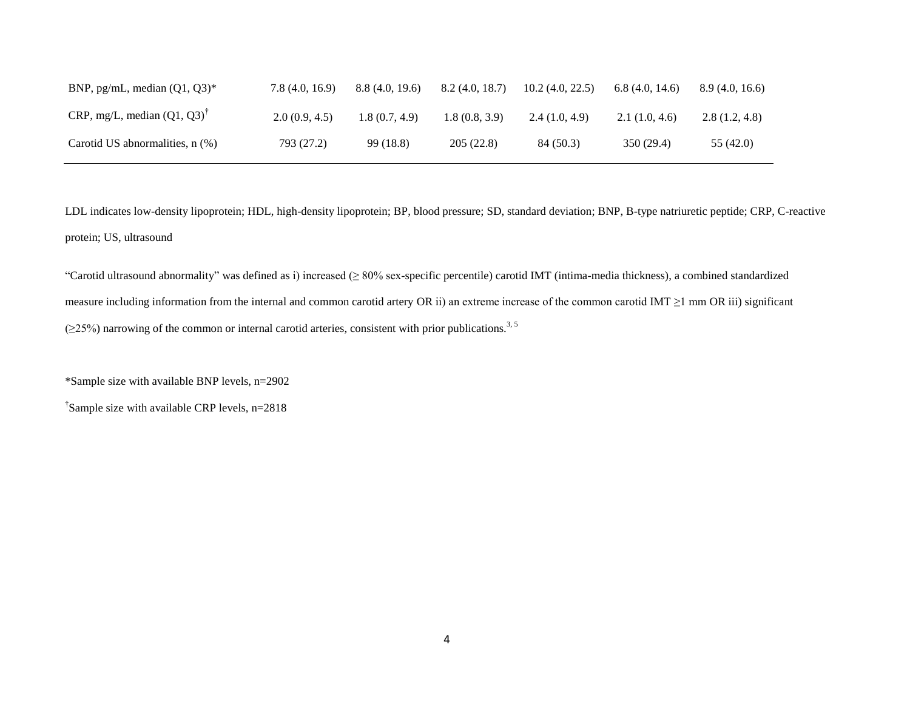| | | | | | | |
|---|---|---|---|---|---|---|
| BNP, pg/mL, median (Q1, Q3)* | 7.8 (4.0, 16.9) | 8.8 (4.0, 19.6) | 8.2 (4.0, 18.7) | 10.2 (4.0, 22.5) | 6.8 (4.0, 14.6) | 8.9 (4.0, 16.6) |
| CRP, mg/L, median (Q1, Q3)† | 2.0 (0.9, 4.5) | 1.8 (0.7, 4.9) | 1.8 (0.8, 3.9) | 2.4 (1.0, 4.9) | 2.1 (1.0, 4.6) | 2.8 (1.2, 4.8) |
| Carotid US abnormalities, n (%) | 793 (27.2) | 99 (18.8) | 205 (22.8) | 84 (50.3) | 350 (29.4) | 55 (42.0) |

LDL indicates low-density lipoprotein; HDL, high-density lipoprotein; BP, blood pressure; SD, standard deviation; BNP, B-type natriuretic peptide; CRP, C-reactive protein; US, ultrasound

"Carotid ultrasound abnormality" was defined as i) increased (≥ 80% sex-specific percentile) carotid IMT (intima-media thickness), a combined standardized measure including information from the internal and common carotid artery OR ii) an extreme increase of the common carotid IMT ≥1 mm OR iii) significant (≥25%) narrowing of the common or internal carotid arteries, consistent with prior publications.[3, 5]

*Sample size with available BNP levels, n=2902

†Sample size with available CRP levels, n=2818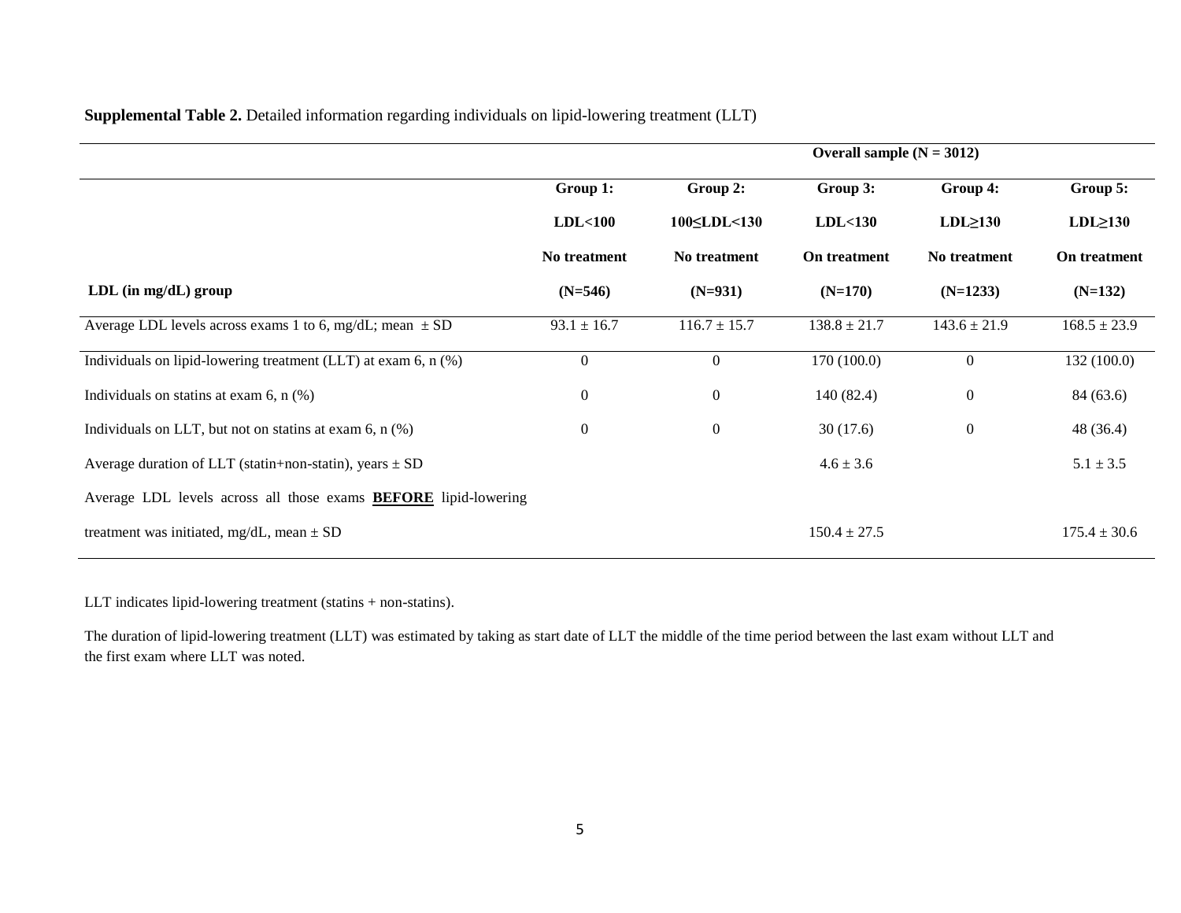**Supplemental Table 2.** Detailed information regarding individuals on lipid-lowering treatment (LLT)

| | Overall sample (N = 3012) | | | | |
|---|---|---|---|---|---|
| **LDL (in mg/dL) group** | **Group 1: LDL<100 No treatment (N=546)** | **Group 2: 100≤LDL<130 No treatment (N=931)** | **Group 3: LDL<130 On treatment (N=170)** | **Group 4: LDL≥130 No treatment (N=1233)** | **Group 5: LDL≥130 On treatment (N=132)** |
| Average LDL levels across exams 1 to 6, mg/dL; mean ± SD | 93.1 ± 16.7 | 116.7 ± 15.7 | 138.8 ± 21.7 | 143.6 ± 21.9 | 168.5 ± 23.9 |
| Individuals on lipid-lowering treatment (LLT) at exam 6, n (%) | 0 | 0 | 170 (100.0) | 0 | 132 (100.0) |
| Individuals on statins at exam 6, n (%) | 0 | 0 | 140 (82.4) | 0 | 84 (63.6) |
| Individuals on LLT, but not on statins at exam 6, n (%) | 0 | 0 | 30 (17.6) | 0 | 48 (36.4) |
| Average duration of LLT (statin+non-statin), years ± SD | | | 4.6 ± 3.6 | | 5.1 ± 3.5 |
| Average LDL levels across all those exams **BEFORE** lipid-lowering treatment was initiated, mg/dL, mean ± SD | | | 150.4 ± 27.5 | | 175.4 ± 30.6 |

LLT indicates lipid-lowering treatment (statins + non-statins).

The duration of lipid-lowering treatment (LLT) was estimated by taking as start date of LLT the middle of the time period between the last exam without LLT and the first exam where LLT was noted.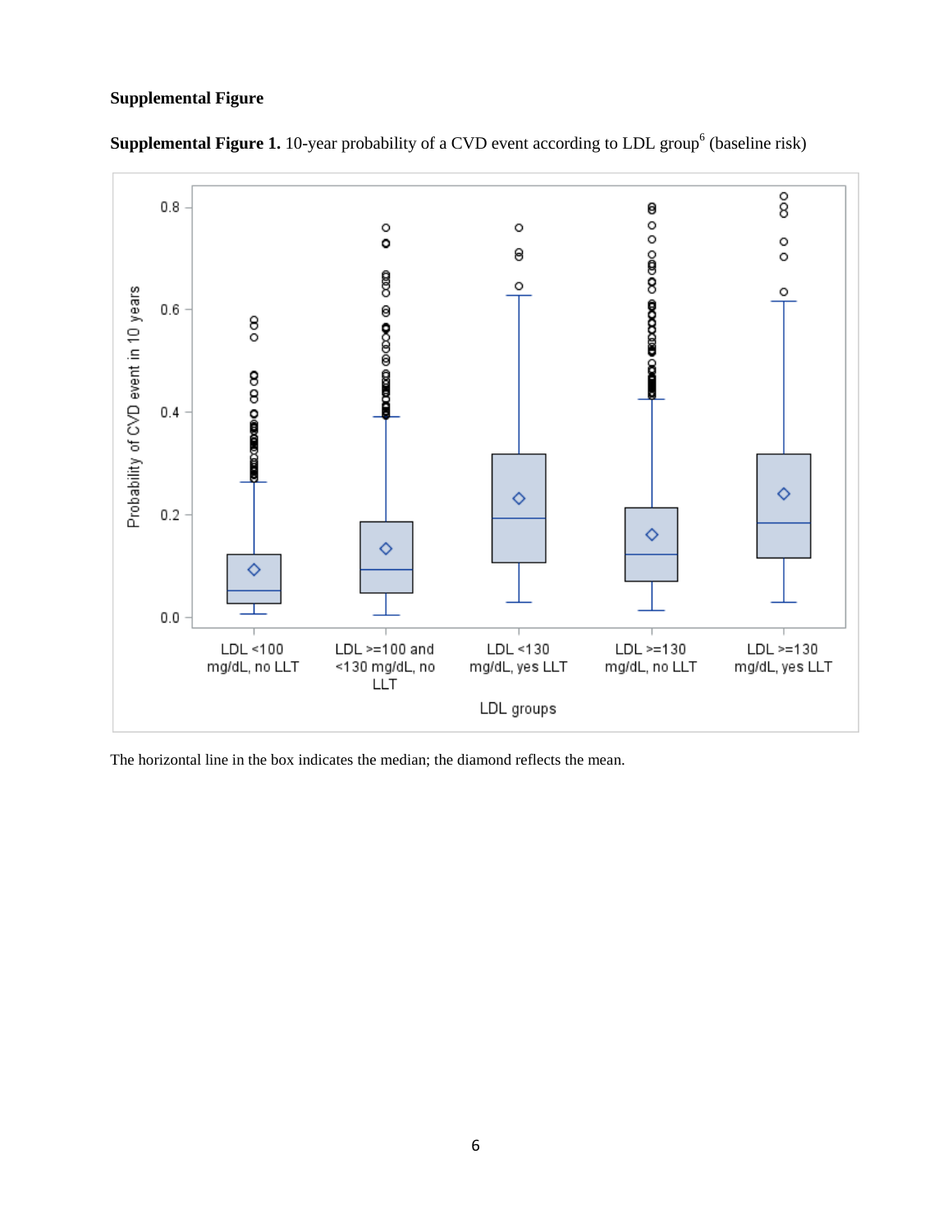**Supplemental Figure**

**Supplemental Figure 1.** 10-year probability of a CVD event according to LDL group[6] (baseline risk)

The horizontal line in the box indicates the median; the diamond reflects the mean.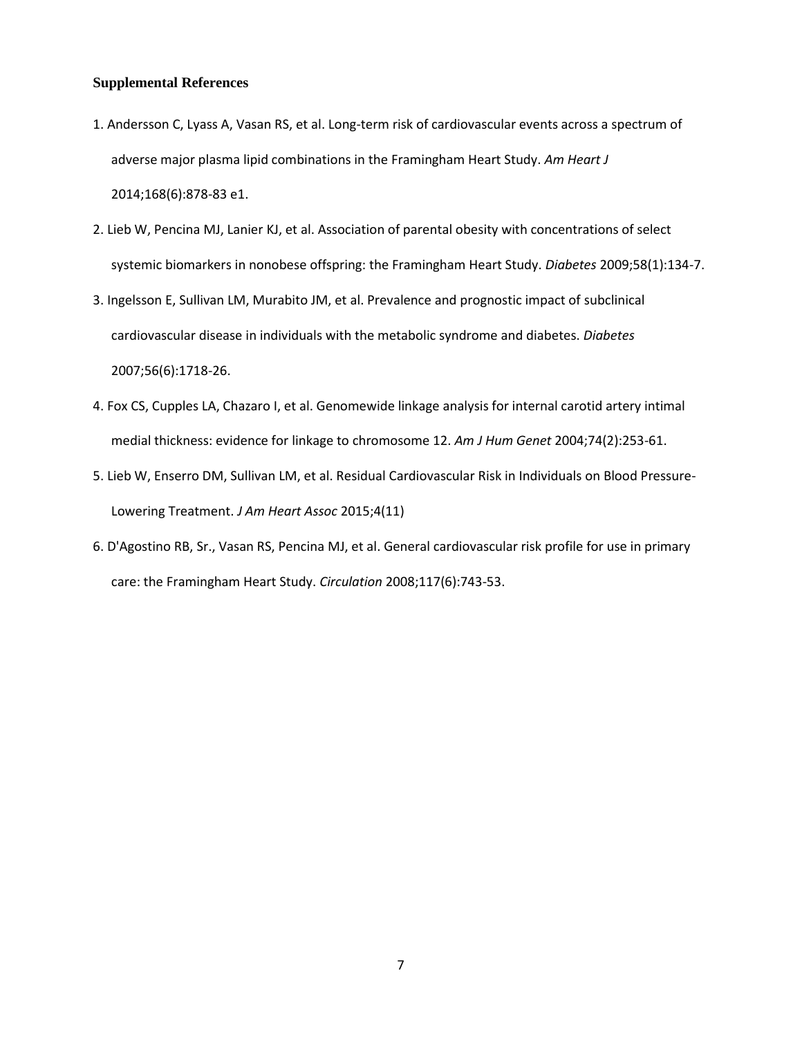## Supplemental References

1. Andersson C, Lyass A, Vasan RS, et al. Long-term risk of cardiovascular events across a spectrum of adverse major plasma lipid combinations in the Framingham Heart Study. *Am Heart J* 2014;168(6):878-83 e1.
2. Lieb W, Pencina MJ, Lanier KJ, et al. Association of parental obesity with concentrations of select systemic biomarkers in nonobese offspring: the Framingham Heart Study. *Diabetes* 2009;58(1):134-7.
3. Ingelsson E, Sullivan LM, Murabito JM, et al. Prevalence and prognostic impact of subclinical cardiovascular disease in individuals with the metabolic syndrome and diabetes. *Diabetes* 2007;56(6):1718-26.
4. Fox CS, Cupples LA, Chazaro I, et al. Genomewide linkage analysis for internal carotid artery intimal medial thickness: evidence for linkage to chromosome 12. *Am J Hum Genet* 2004;74(2):253-61.
5. Lieb W, Enserro DM, Sullivan LM, et al. Residual Cardiovascular Risk in Individuals on Blood Pressure-Lowering Treatment. *J Am Heart Assoc* 2015;4(11)
6. D'Agostino RB, Sr., Vasan RS, Pencina MJ, et al. General cardiovascular risk profile for use in primary care: the Framingham Heart Study. *Circulation* 2008;117(6):743-53.